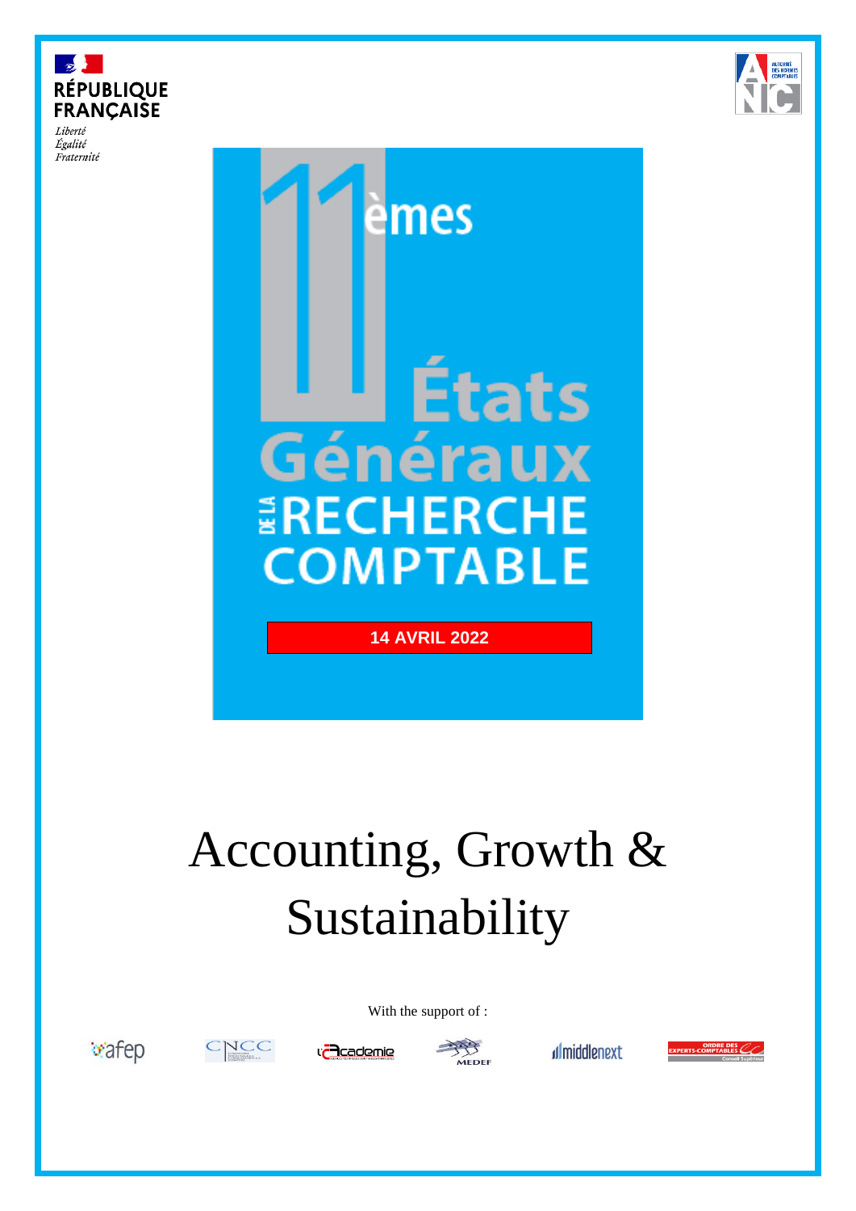RÉPUBLIQUE FRANÇAISE

*Liberté*
*Égalité*
*Fraternité*

AUTORITÉ DES NORMES COMPTABLES

# 11èmes États Généraux de la Recherche Comptable

**14 AVRIL 2022**

# Accounting, Growth & Sustainability

With the support of :

afep · CNCC · l'Académie · MEDEF · middlenext · Ordre des Experts-Comptables Conseil Supérieur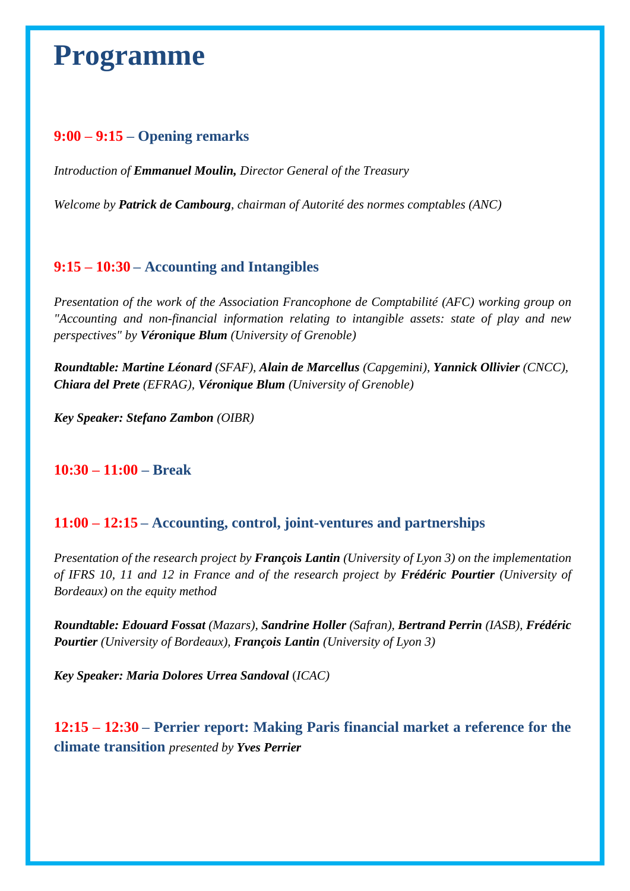# Programme

### **9:00 – 9:15 – Opening remarks**

*Introduction of **Emmanuel Moulin,** Director General of the Treasury*

*Welcome by **Patrick de Cambourg**, chairman of Autorité des normes comptables (ANC)*

### **9:15 – 10:30 – Accounting and Intangibles**

*Presentation of the work of the Association Francophone de Comptabilité (AFC) working group on "Accounting and non-financial information relating to intangible assets: state of play and new perspectives" by **Véronique Blum** (University of Grenoble)*

***Roundtable: Martine Léonard** (SFAF), **Alain de Marcellus** (Capgemini), **Yannick Ollivier** (CNCC), **Chiara del Prete** (EFRAG), **Véronique Blum** (University of Grenoble)*

***Key Speaker: Stefano Zambon** (OIBR)*

### **10:30 – 11:00 – Break**

### **11:00 – 12:15 – Accounting, control, joint-ventures and partnerships**

*Presentation of the research project by **François Lantin** (University of Lyon 3) on the implementation of IFRS 10, 11 and 12 in France and of the research project by **Frédéric Pourtier** (University of Bordeaux) on the equity method*

***Roundtable: Edouard Fossat** (Mazars), **Sandrine Holler** (Safran), **Bertrand Perrin** (IASB), **Frédéric Pourtier** (University of Bordeaux), **François Lantin** (University of Lyon 3)*

***Key Speaker: Maria Dolores Urrea Sandoval** (ICAC)*

### **12:15 – 12:30 – Perrier report: Making Paris financial market a reference for the climate transition** *presented by **Yves Perrier***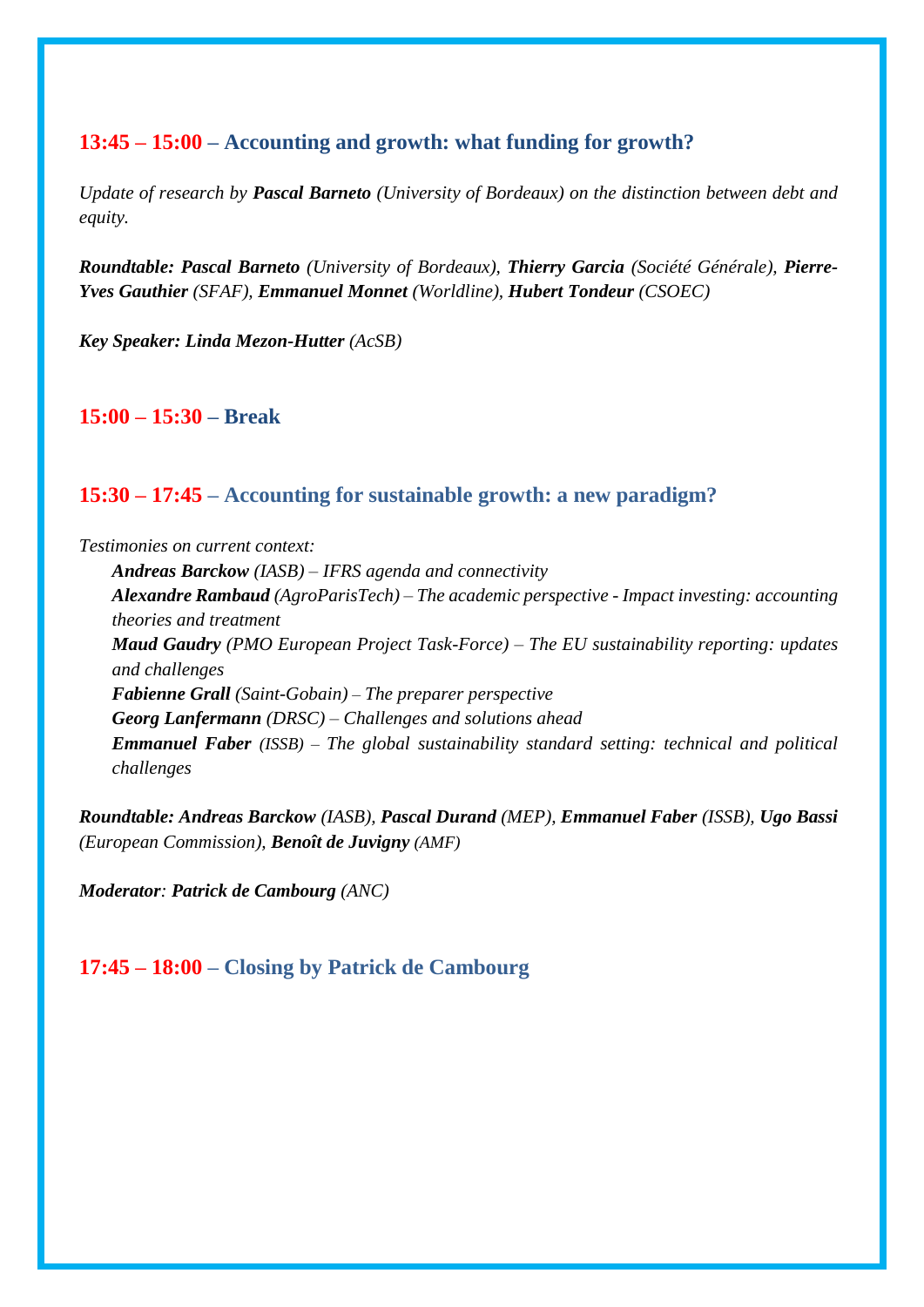## 13:45 – 15:00 – Accounting and growth: what funding for growth?

*Update of research by **Pascal Barneto** (University of Bordeaux) on the distinction between debt and equity.*

***Roundtable: Pascal Barneto** (University of Bordeaux), **Thierry Garcia** (Société Générale), **Pierre-Yves Gauthier** (SFAF), **Emmanuel Monnet** (Worldline), **Hubert Tondeur** (CSOEC)*

***Key Speaker: Linda Mezon-Hutter** (AcSB)*

## 15:00 – 15:30 – Break

## 15:30 – 17:45 – Accounting for sustainable growth: a new paradigm?

*Testimonies on current context:*

- ***Andreas Barckow** (IASB) – IFRS agenda and connectivity*
- ***Alexandre Rambaud** (AgroParisTech) – The academic perspective - Impact investing: accounting theories and treatment*
- ***Maud Gaudry** (PMO European Project Task-Force) – The EU sustainability reporting: updates and challenges*
- ***Fabienne Grall** (Saint-Gobain) – The preparer perspective*
- ***Georg Lanfermann** (DRSC) – Challenges and solutions ahead*
- ***Emmanuel Faber** (ISSB) – The global sustainability standard setting: technical and political challenges*

***Roundtable: Andreas Barckow** (IASB), **Pascal Durand** (MEP), **Emmanuel Faber** (ISSB), **Ugo Bassi** (European Commission), **Benoît de Juvigny** (AMF)*

***Moderator**: **Patrick de Cambourg** (ANC)*

## 17:45 – 18:00 – Closing by Patrick de Cambourg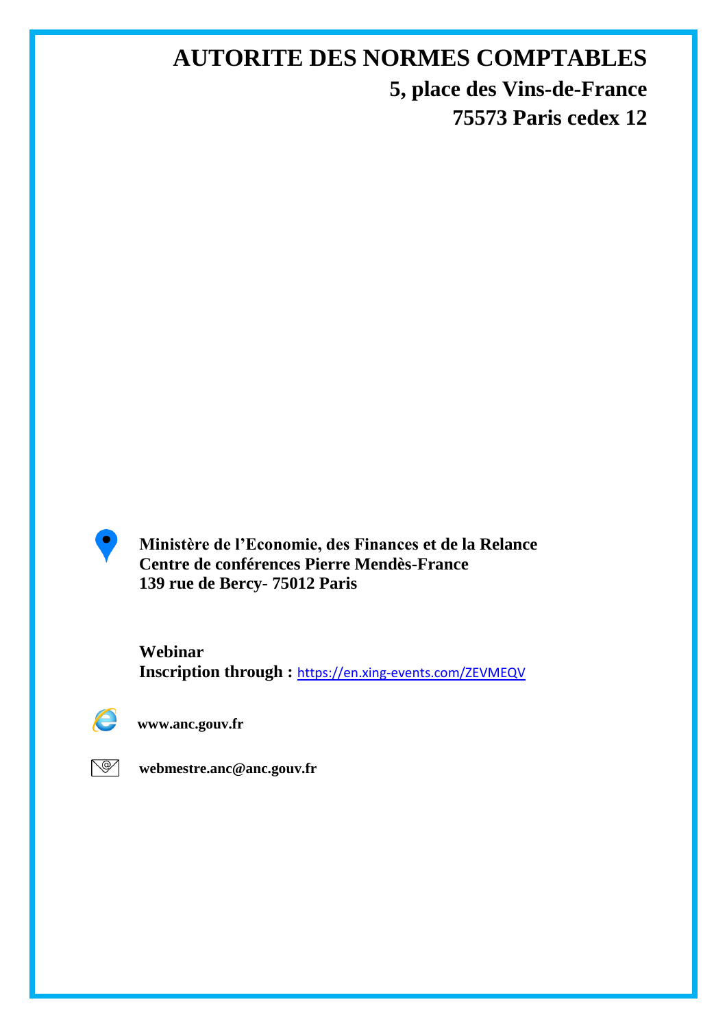# AUTORITE DES NORMES COMPTABLES

**5, place des Vins-de-France**
**75573 Paris cedex 12**

**Ministère de l'Economie, des Finances et de la Relance**
**Centre de conférences Pierre Mendès-France**
**139 rue de Bercy- 75012 Paris**

**Webinar**
**Inscription through :** https://en.xing-events.com/ZEVMEQV

**www.anc.gouv.fr**

**webmestre.anc@anc.gouv.fr**